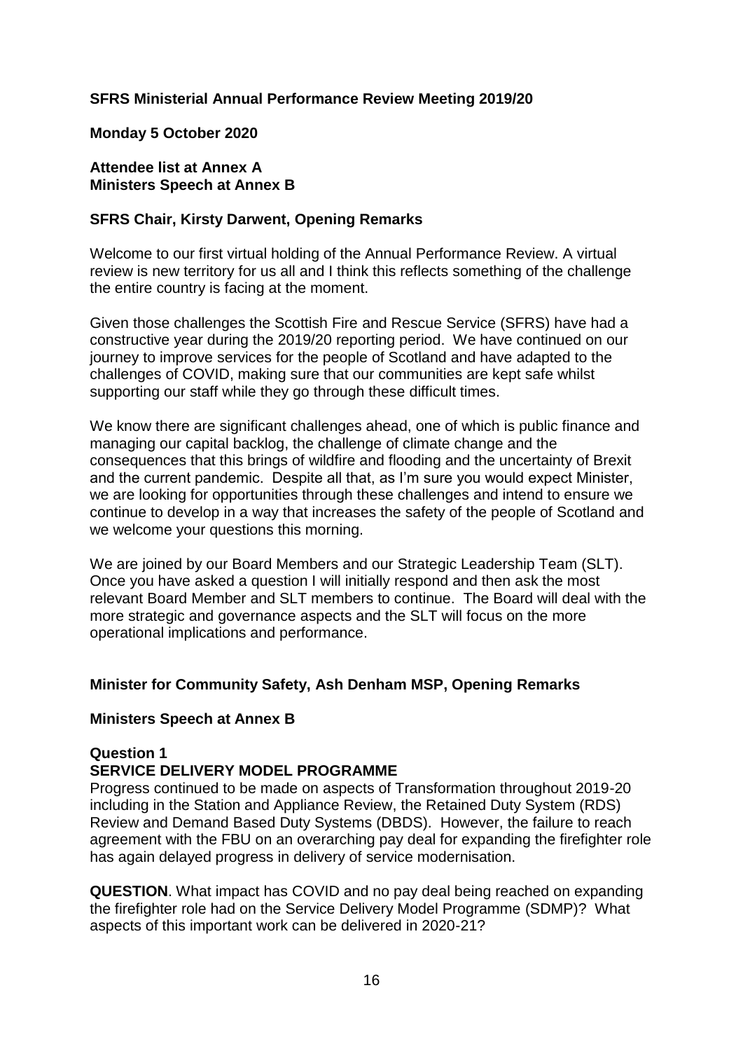**SFRS Ministerial Annual Performance Review Meeting 2019/20**

**Monday 5 October 2020**

**Attendee list at Annex A**
**Ministers Speech at Annex B**

**SFRS Chair, Kirsty Darwent, Opening Remarks**

Welcome to our first virtual holding of the Annual Performance Review. A virtual review is new territory for us all and I think this reflects something of the challenge the entire country is facing at the moment.

Given those challenges the Scottish Fire and Rescue Service (SFRS) have had a constructive year during the 2019/20 reporting period. We have continued on our journey to improve services for the people of Scotland and have adapted to the challenges of COVID, making sure that our communities are kept safe whilst supporting our staff while they go through these difficult times.

We know there are significant challenges ahead, one of which is public finance and managing our capital backlog, the challenge of climate change and the consequences that this brings of wildfire and flooding and the uncertainty of Brexit and the current pandemic. Despite all that, as I'm sure you would expect Minister, we are looking for opportunities through these challenges and intend to ensure we continue to develop in a way that increases the safety of the people of Scotland and we welcome your questions this morning.

We are joined by our Board Members and our Strategic Leadership Team (SLT). Once you have asked a question I will initially respond and then ask the most relevant Board Member and SLT members to continue. The Board will deal with the more strategic and governance aspects and the SLT will focus on the more operational implications and performance.

**Minister for Community Safety, Ash Denham MSP, Opening Remarks**

**Ministers Speech at Annex B**

**Question 1**
**SERVICE DELIVERY MODEL PROGRAMME**

Progress continued to be made on aspects of Transformation throughout 2019-20 including in the Station and Appliance Review, the Retained Duty System (RDS) Review and Demand Based Duty Systems (DBDS). However, the failure to reach agreement with the FBU on an overarching pay deal for expanding the firefighter role has again delayed progress in delivery of service modernisation.

**QUESTION**. What impact has COVID and no pay deal being reached on expanding the firefighter role had on the Service Delivery Model Programme (SDMP)? What aspects of this important work can be delivered in 2020-21?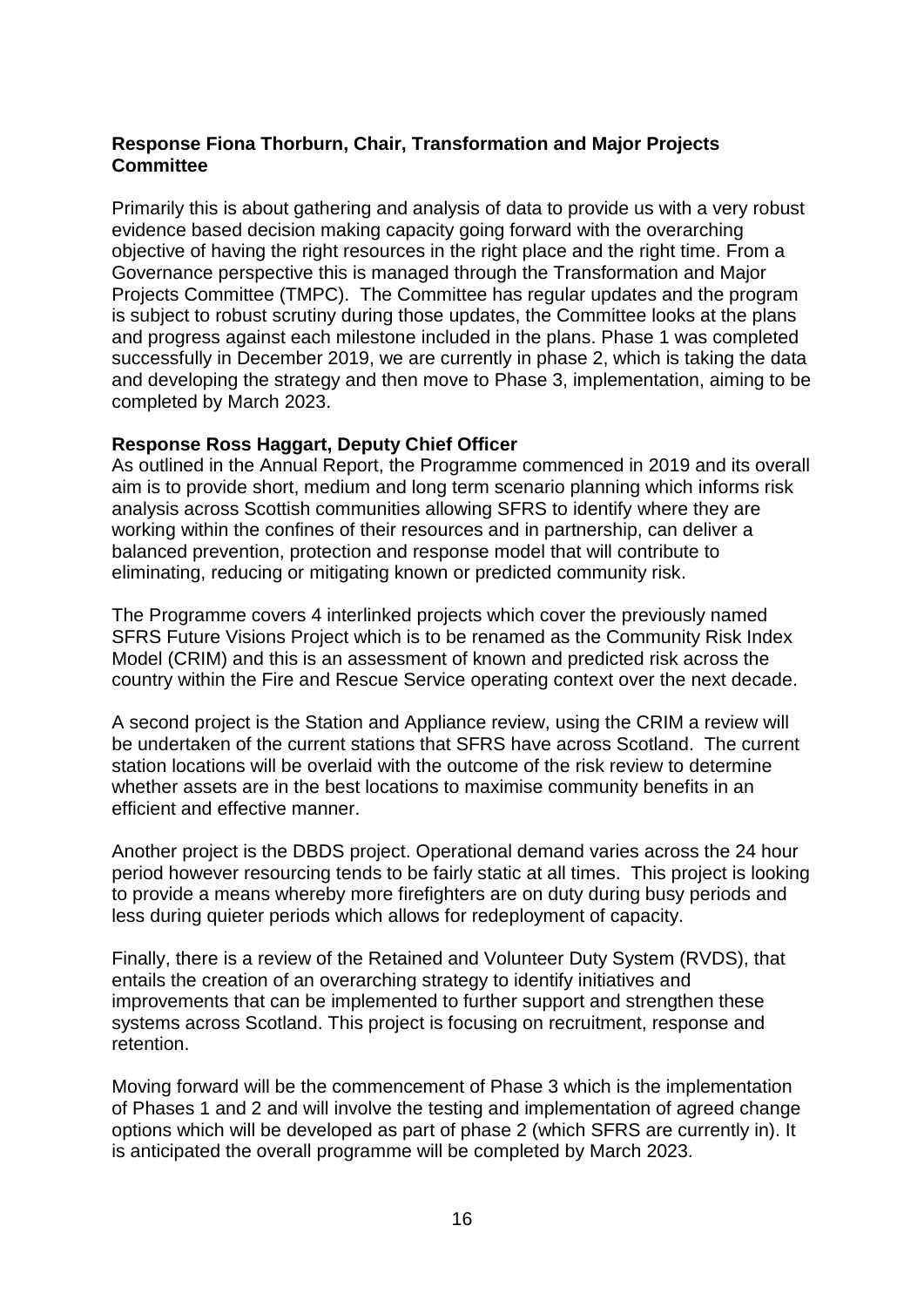**Response Fiona Thorburn, Chair, Transformation and Major Projects Committee**

Primarily this is about gathering and analysis of data to provide us with a very robust evidence based decision making capacity going forward with the overarching objective of having the right resources in the right place and the right time. From a Governance perspective this is managed through the Transformation and Major Projects Committee (TMPC). The Committee has regular updates and the program is subject to robust scrutiny during those updates, the Committee looks at the plans and progress against each milestone included in the plans. Phase 1 was completed successfully in December 2019, we are currently in phase 2, which is taking the data and developing the strategy and then move to Phase 3, implementation, aiming to be completed by March 2023.

**Response Ross Haggart, Deputy Chief Officer**

As outlined in the Annual Report, the Programme commenced in 2019 and its overall aim is to provide short, medium and long term scenario planning which informs risk analysis across Scottish communities allowing SFRS to identify where they are working within the confines of their resources and in partnership, can deliver a balanced prevention, protection and response model that will contribute to eliminating, reducing or mitigating known or predicted community risk.

The Programme covers 4 interlinked projects which cover the previously named SFRS Future Visions Project which is to be renamed as the Community Risk Index Model (CRIM) and this is an assessment of known and predicted risk across the country within the Fire and Rescue Service operating context over the next decade.

A second project is the Station and Appliance review, using the CRIM a review will be undertaken of the current stations that SFRS have across Scotland. The current station locations will be overlaid with the outcome of the risk review to determine whether assets are in the best locations to maximise community benefits in an efficient and effective manner.

Another project is the DBDS project. Operational demand varies across the 24 hour period however resourcing tends to be fairly static at all times. This project is looking to provide a means whereby more firefighters are on duty during busy periods and less during quieter periods which allows for redeployment of capacity.

Finally, there is a review of the Retained and Volunteer Duty System (RVDS), that entails the creation of an overarching strategy to identify initiatives and improvements that can be implemented to further support and strengthen these systems across Scotland. This project is focusing on recruitment, response and retention.

Moving forward will be the commencement of Phase 3 which is the implementation of Phases 1 and 2 and will involve the testing and implementation of agreed change options which will be developed as part of phase 2 (which SFRS are currently in). It is anticipated the overall programme will be completed by March 2023.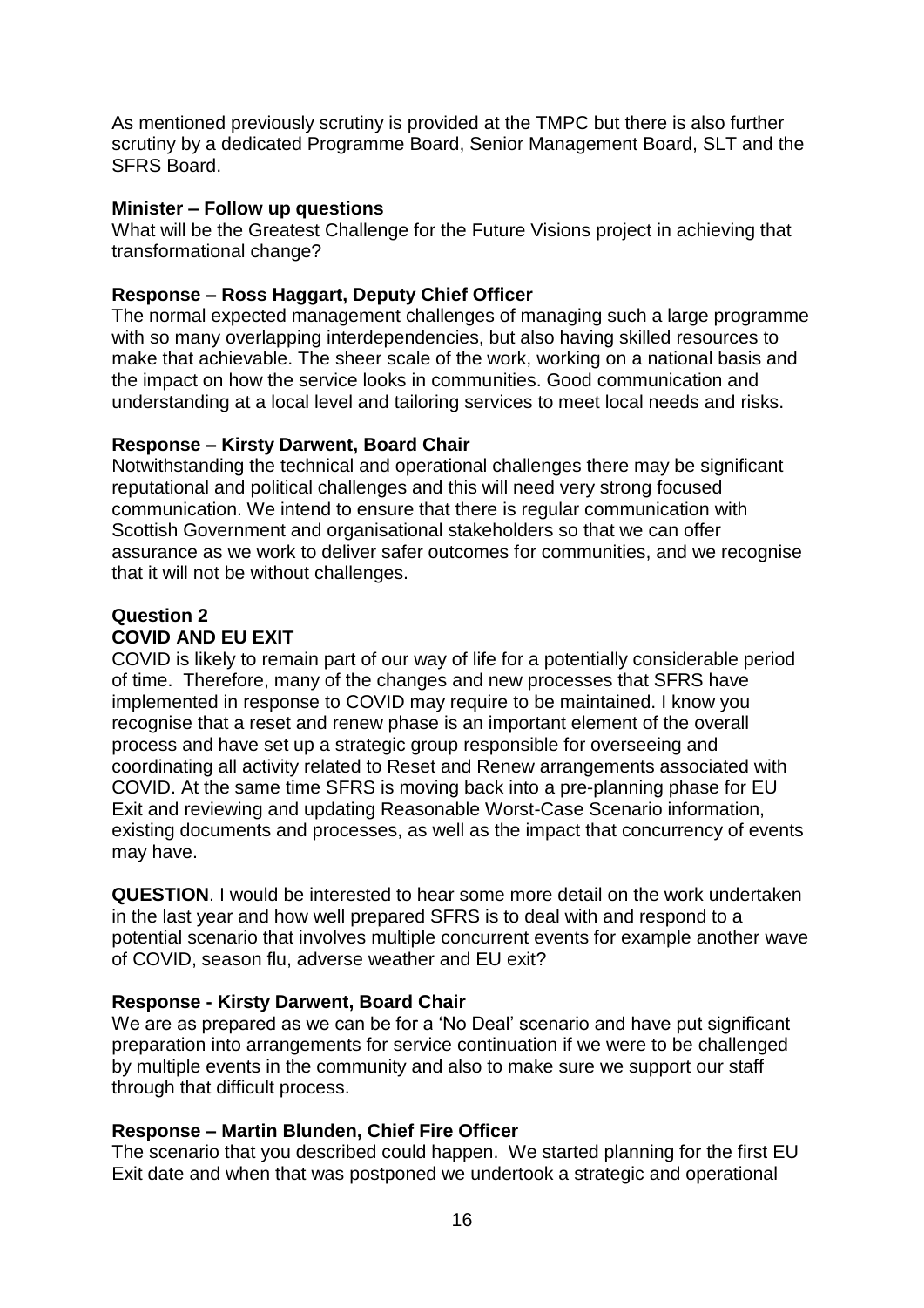As mentioned previously scrutiny is provided at the TMPC but there is also further scrutiny by a dedicated Programme Board, Senior Management Board, SLT and the SFRS Board.

**Minister – Follow up questions**

What will be the Greatest Challenge for the Future Visions project in achieving that transformational change?

**Response – Ross Haggart, Deputy Chief Officer**

The normal expected management challenges of managing such a large programme with so many overlapping interdependencies, but also having skilled resources to make that achievable. The sheer scale of the work, working on a national basis and the impact on how the service looks in communities. Good communication and understanding at a local level and tailoring services to meet local needs and risks.

**Response – Kirsty Darwent, Board Chair**

Notwithstanding the technical and operational challenges there may be significant reputational and political challenges and this will need very strong focused communication. We intend to ensure that there is regular communication with Scottish Government and organisational stakeholders so that we can offer assurance as we work to deliver safer outcomes for communities, and we recognise that it will not be without challenges.

**Question 2**

**COVID AND EU EXIT**

COVID is likely to remain part of our way of life for a potentially considerable period of time. Therefore, many of the changes and new processes that SFRS have implemented in response to COVID may require to be maintained. I know you recognise that a reset and renew phase is an important element of the overall process and have set up a strategic group responsible for overseeing and coordinating all activity related to Reset and Renew arrangements associated with COVID. At the same time SFRS is moving back into a pre-planning phase for EU Exit and reviewing and updating Reasonable Worst-Case Scenario information, existing documents and processes, as well as the impact that concurrency of events may have.

**QUESTION**. I would be interested to hear some more detail on the work undertaken in the last year and how well prepared SFRS is to deal with and respond to a potential scenario that involves multiple concurrent events for example another wave of COVID, season flu, adverse weather and EU exit?

**Response - Kirsty Darwent, Board Chair**

We are as prepared as we can be for a 'No Deal' scenario and have put significant preparation into arrangements for service continuation if we were to be challenged by multiple events in the community and also to make sure we support our staff through that difficult process.

**Response – Martin Blunden, Chief Fire Officer**

The scenario that you described could happen. We started planning for the first EU Exit date and when that was postponed we undertook a strategic and operational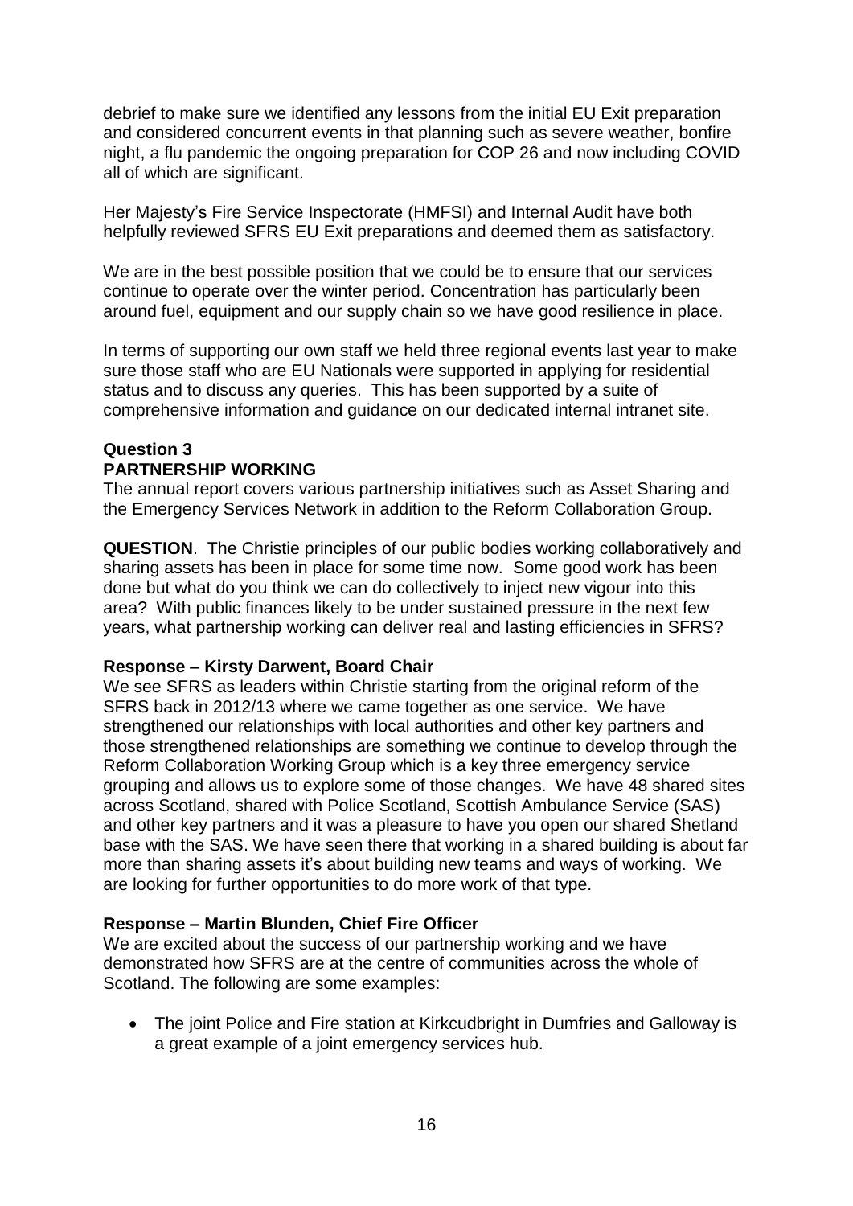debrief to make sure we identified any lessons from the initial EU Exit preparation and considered concurrent events in that planning such as severe weather, bonfire night, a flu pandemic the ongoing preparation for COP 26 and now including COVID all of which are significant.

Her Majesty's Fire Service Inspectorate (HMFSI) and Internal Audit have both helpfully reviewed SFRS EU Exit preparations and deemed them as satisfactory.

We are in the best possible position that we could be to ensure that our services continue to operate over the winter period. Concentration has particularly been around fuel, equipment and our supply chain so we have good resilience in place.

In terms of supporting our own staff we held three regional events last year to make sure those staff who are EU Nationals were supported in applying for residential status and to discuss any queries. This has been supported by a suite of comprehensive information and guidance on our dedicated internal intranet site.

**Question 3**
**PARTNERSHIP WORKING**

The annual report covers various partnership initiatives such as Asset Sharing and the Emergency Services Network in addition to the Reform Collaboration Group.

**QUESTION**. The Christie principles of our public bodies working collaboratively and sharing assets has been in place for some time now. Some good work has been done but what do you think we can do collectively to inject new vigour into this area? With public finances likely to be under sustained pressure in the next few years, what partnership working can deliver real and lasting efficiencies in SFRS?

**Response – Kirsty Darwent, Board Chair**

We see SFRS as leaders within Christie starting from the original reform of the SFRS back in 2012/13 where we came together as one service. We have strengthened our relationships with local authorities and other key partners and those strengthened relationships are something we continue to develop through the Reform Collaboration Working Group which is a key three emergency service grouping and allows us to explore some of those changes. We have 48 shared sites across Scotland, shared with Police Scotland, Scottish Ambulance Service (SAS) and other key partners and it was a pleasure to have you open our shared Shetland base with the SAS. We have seen there that working in a shared building is about far more than sharing assets it's about building new teams and ways of working. We are looking for further opportunities to do more work of that type.

**Response – Martin Blunden, Chief Fire Officer**

We are excited about the success of our partnership working and we have demonstrated how SFRS are at the centre of communities across the whole of Scotland. The following are some examples:

- The joint Police and Fire station at Kirkcudbright in Dumfries and Galloway is a great example of a joint emergency services hub.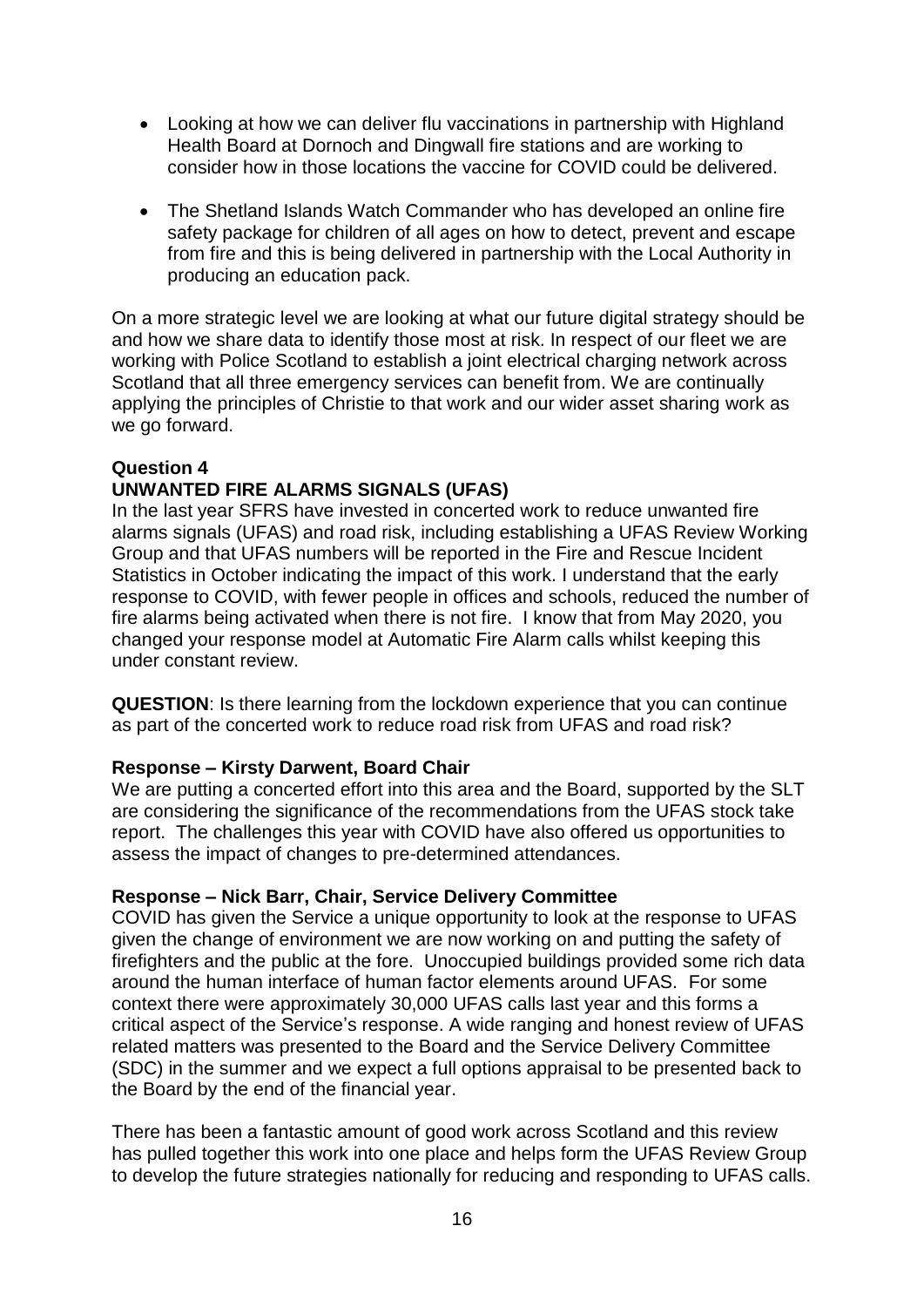- Looking at how we can deliver flu vaccinations in partnership with Highland Health Board at Dornoch and Dingwall fire stations and are working to consider how in those locations the vaccine for COVID could be delivered.

- The Shetland Islands Watch Commander who has developed an online fire safety package for children of all ages on how to detect, prevent and escape from fire and this is being delivered in partnership with the Local Authority in producing an education pack.

On a more strategic level we are looking at what our future digital strategy should be and how we share data to identify those most at risk. In respect of our fleet we are working with Police Scotland to establish a joint electrical charging network across Scotland that all three emergency services can benefit from. We are continually applying the principles of Christie to that work and our wider asset sharing work as we go forward.

**Question 4**

**UNWANTED FIRE ALARMS SIGNALS (UFAS)**

In the last year SFRS have invested in concerted work to reduce unwanted fire alarms signals (UFAS) and road risk, including establishing a UFAS Review Working Group and that UFAS numbers will be reported in the Fire and Rescue Incident Statistics in October indicating the impact of this work. I understand that the early response to COVID, with fewer people in offices and schools, reduced the number of fire alarms being activated when there is not fire. I know that from May 2020, you changed your response model at Automatic Fire Alarm calls whilst keeping this under constant review.

**QUESTION**: Is there learning from the lockdown experience that you can continue as part of the concerted work to reduce road risk from UFAS and road risk?

**Response – Kirsty Darwent, Board Chair**

We are putting a concerted effort into this area and the Board, supported by the SLT are considering the significance of the recommendations from the UFAS stock take report. The challenges this year with COVID have also offered us opportunities to assess the impact of changes to pre-determined attendances.

**Response – Nick Barr, Chair, Service Delivery Committee**

COVID has given the Service a unique opportunity to look at the response to UFAS given the change of environment we are now working on and putting the safety of firefighters and the public at the fore. Unoccupied buildings provided some rich data around the human interface of human factor elements around UFAS. For some context there were approximately 30,000 UFAS calls last year and this forms a critical aspect of the Service's response. A wide ranging and honest review of UFAS related matters was presented to the Board and the Service Delivery Committee (SDC) in the summer and we expect a full options appraisal to be presented back to the Board by the end of the financial year.

There has been a fantastic amount of good work across Scotland and this review has pulled together this work into one place and helps form the UFAS Review Group to develop the future strategies nationally for reducing and responding to UFAS calls.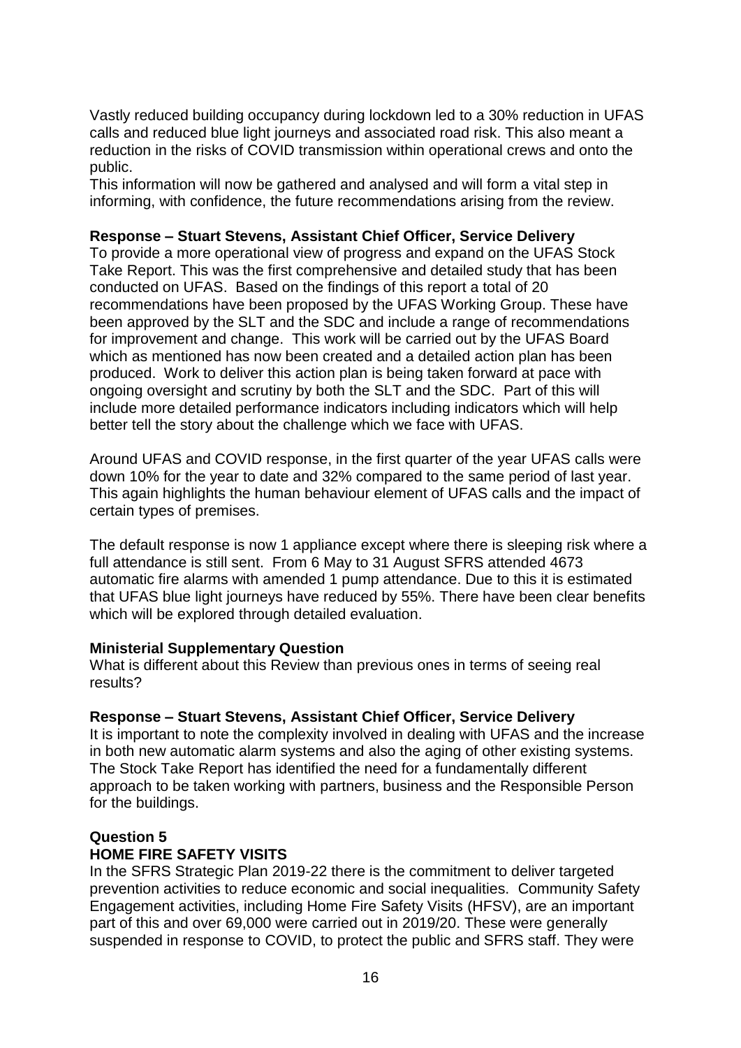Vastly reduced building occupancy during lockdown led to a 30% reduction in UFAS calls and reduced blue light journeys and associated road risk. This also meant a reduction in the risks of COVID transmission within operational crews and onto the public.
This information will now be gathered and analysed and will form a vital step in informing, with confidence, the future recommendations arising from the review.

**Response – Stuart Stevens, Assistant Chief Officer, Service Delivery**
To provide a more operational view of progress and expand on the UFAS Stock Take Report. This was the first comprehensive and detailed study that has been conducted on UFAS. Based on the findings of this report a total of 20 recommendations have been proposed by the UFAS Working Group. These have been approved by the SLT and the SDC and include a range of recommendations for improvement and change. This work will be carried out by the UFAS Board which as mentioned has now been created and a detailed action plan has been produced. Work to deliver this action plan is being taken forward at pace with ongoing oversight and scrutiny by both the SLT and the SDC. Part of this will include more detailed performance indicators including indicators which will help better tell the story about the challenge which we face with UFAS.

Around UFAS and COVID response, in the first quarter of the year UFAS calls were down 10% for the year to date and 32% compared to the same period of last year. This again highlights the human behaviour element of UFAS calls and the impact of certain types of premises.

The default response is now 1 appliance except where there is sleeping risk where a full attendance is still sent. From 6 May to 31 August SFRS attended 4673 automatic fire alarms with amended 1 pump attendance. Due to this it is estimated that UFAS blue light journeys have reduced by 55%. There have been clear benefits which will be explored through detailed evaluation.

**Ministerial Supplementary Question**
What is different about this Review than previous ones in terms of seeing real results?

**Response – Stuart Stevens, Assistant Chief Officer, Service Delivery**
It is important to note the complexity involved in dealing with UFAS and the increase in both new automatic alarm systems and also the aging of other existing systems. The Stock Take Report has identified the need for a fundamentally different approach to be taken working with partners, business and the Responsible Person for the buildings.

**Question 5**
**HOME FIRE SAFETY VISITS**
In the SFRS Strategic Plan 2019-22 there is the commitment to deliver targeted prevention activities to reduce economic and social inequalities. Community Safety Engagement activities, including Home Fire Safety Visits (HFSV), are an important part of this and over 69,000 were carried out in 2019/20. These were generally suspended in response to COVID, to protect the public and SFRS staff. They were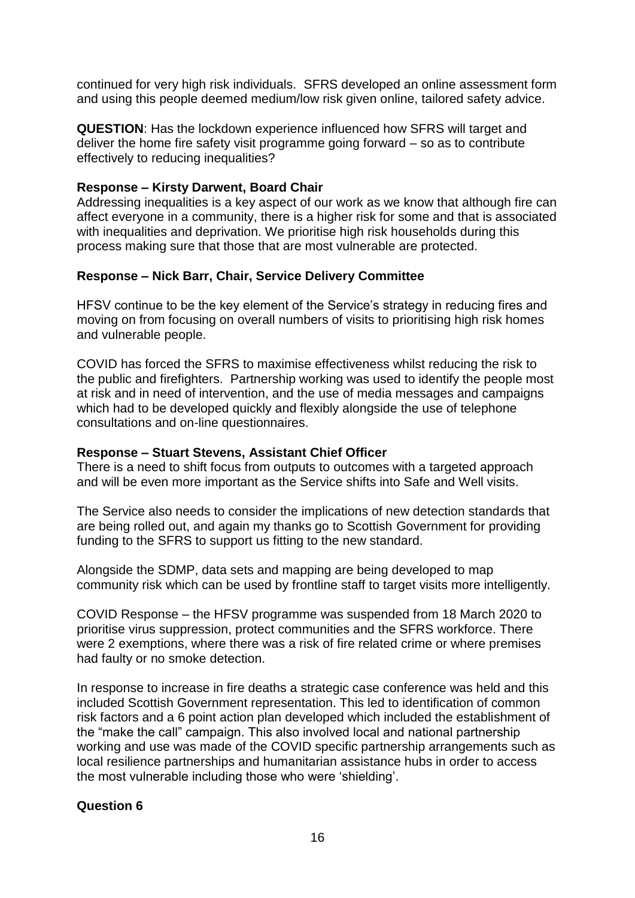continued for very high risk individuals. SFRS developed an online assessment form and using this people deemed medium/low risk given online, tailored safety advice.

**QUESTION**: Has the lockdown experience influenced how SFRS will target and deliver the home fire safety visit programme going forward – so as to contribute effectively to reducing inequalities?

**Response – Kirsty Darwent, Board Chair**

Addressing inequalities is a key aspect of our work as we know that although fire can affect everyone in a community, there is a higher risk for some and that is associated with inequalities and deprivation. We prioritise high risk households during this process making sure that those that are most vulnerable are protected.

**Response – Nick Barr, Chair, Service Delivery Committee**

HFSV continue to be the key element of the Service's strategy in reducing fires and moving on from focusing on overall numbers of visits to prioritising high risk homes and vulnerable people.

COVID has forced the SFRS to maximise effectiveness whilst reducing the risk to the public and firefighters. Partnership working was used to identify the people most at risk and in need of intervention, and the use of media messages and campaigns which had to be developed quickly and flexibly alongside the use of telephone consultations and on-line questionnaires.

**Response – Stuart Stevens, Assistant Chief Officer**

There is a need to shift focus from outputs to outcomes with a targeted approach and will be even more important as the Service shifts into Safe and Well visits.

The Service also needs to consider the implications of new detection standards that are being rolled out, and again my thanks go to Scottish Government for providing funding to the SFRS to support us fitting to the new standard.

Alongside the SDMP, data sets and mapping are being developed to map community risk which can be used by frontline staff to target visits more intelligently.

COVID Response – the HFSV programme was suspended from 18 March 2020 to prioritise virus suppression, protect communities and the SFRS workforce. There were 2 exemptions, where there was a risk of fire related crime or where premises had faulty or no smoke detection.

In response to increase in fire deaths a strategic case conference was held and this included Scottish Government representation. This led to identification of common risk factors and a 6 point action plan developed which included the establishment of the "make the call" campaign. This also involved local and national partnership working and use was made of the COVID specific partnership arrangements such as local resilience partnerships and humanitarian assistance hubs in order to access the most vulnerable including those who were 'shielding'.

**Question 6**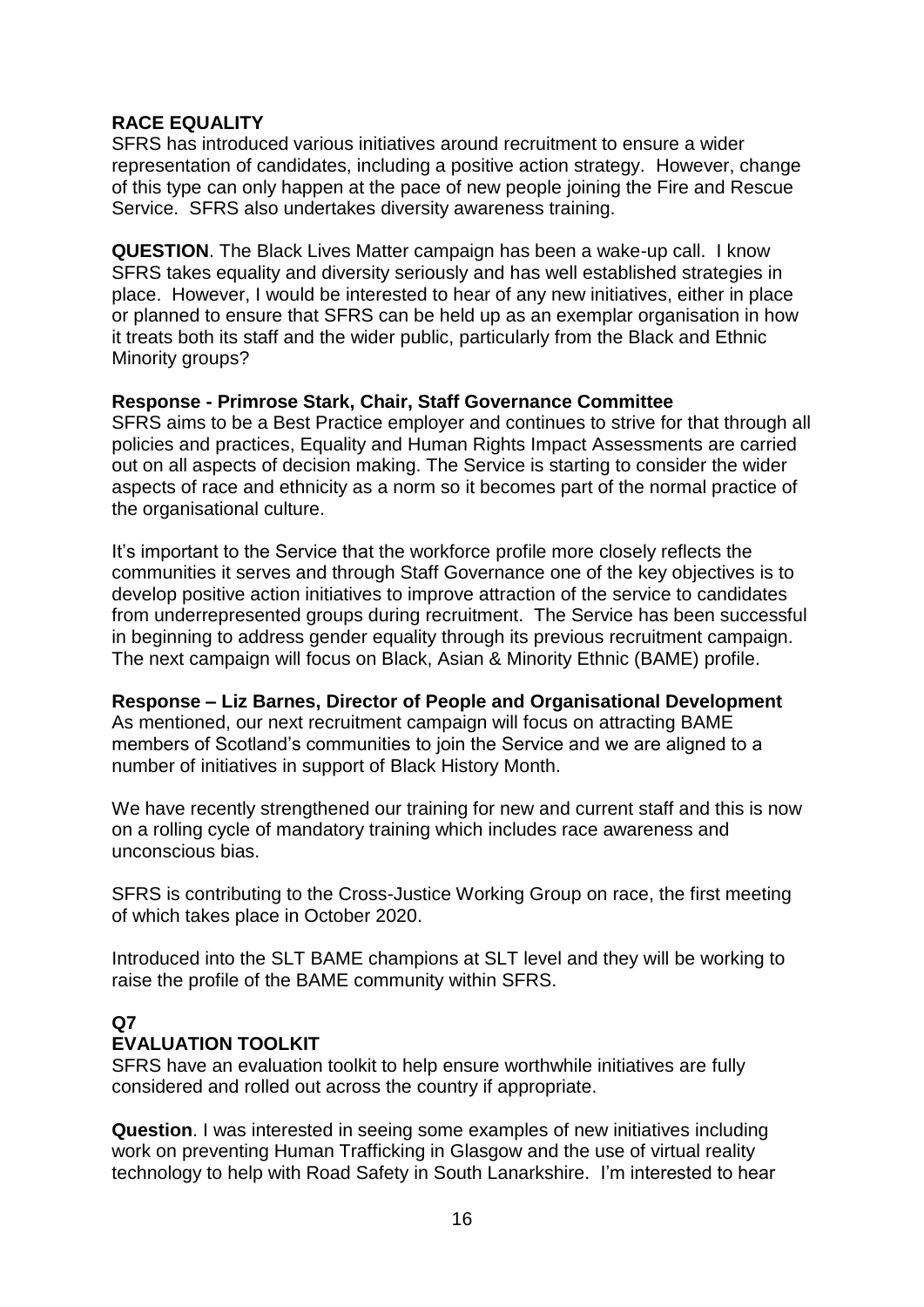**RACE EQUALITY**
SFRS has introduced various initiatives around recruitment to ensure a wider representation of candidates, including a positive action strategy. However, change of this type can only happen at the pace of new people joining the Fire and Rescue Service. SFRS also undertakes diversity awareness training.

**QUESTION**. The Black Lives Matter campaign has been a wake-up call. I know SFRS takes equality and diversity seriously and has well established strategies in place. However, I would be interested to hear of any new initiatives, either in place or planned to ensure that SFRS can be held up as an exemplar organisation in how it treats both its staff and the wider public, particularly from the Black and Ethnic Minority groups?

**Response - Primrose Stark, Chair, Staff Governance Committee**
SFRS aims to be a Best Practice employer and continues to strive for that through all policies and practices, Equality and Human Rights Impact Assessments are carried out on all aspects of decision making. The Service is starting to consider the wider aspects of race and ethnicity as a norm so it becomes part of the normal practice of the organisational culture.

It's important to the Service that the workforce profile more closely reflects the communities it serves and through Staff Governance one of the key objectives is to develop positive action initiatives to improve attraction of the service to candidates from underrepresented groups during recruitment. The Service has been successful in beginning to address gender equality through its previous recruitment campaign. The next campaign will focus on Black, Asian & Minority Ethnic (BAME) profile.

**Response – Liz Barnes, Director of People and Organisational Development**
As mentioned, our next recruitment campaign will focus on attracting BAME members of Scotland's communities to join the Service and we are aligned to a number of initiatives in support of Black History Month.

We have recently strengthened our training for new and current staff and this is now on a rolling cycle of mandatory training which includes race awareness and unconscious bias.

SFRS is contributing to the Cross-Justice Working Group on race, the first meeting of which takes place in October 2020.

Introduced into the SLT BAME champions at SLT level and they will be working to raise the profile of the BAME community within SFRS.

**Q7**
**EVALUATION TOOLKIT**
SFRS have an evaluation toolkit to help ensure worthwhile initiatives are fully considered and rolled out across the country if appropriate.

**Question**. I was interested in seeing some examples of new initiatives including work on preventing Human Trafficking in Glasgow and the use of virtual reality technology to help with Road Safety in South Lanarkshire. I'm interested to hear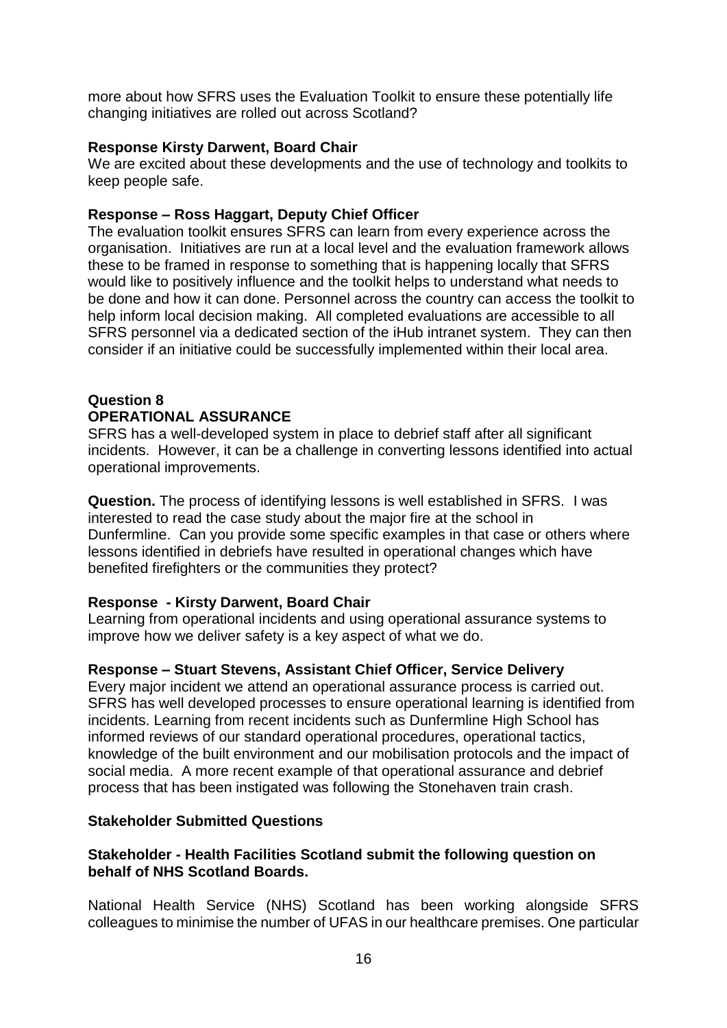more about how SFRS uses the Evaluation Toolkit to ensure these potentially life changing initiatives are rolled out across Scotland?

**Response Kirsty Darwent, Board Chair**

We are excited about these developments and the use of technology and toolkits to keep people safe.

**Response – Ross Haggart, Deputy Chief Officer**

The evaluation toolkit ensures SFRS can learn from every experience across the organisation. Initiatives are run at a local level and the evaluation framework allows these to be framed in response to something that is happening locally that SFRS would like to positively influence and the toolkit helps to understand what needs to be done and how it can done. Personnel across the country can access the toolkit to help inform local decision making. All completed evaluations are accessible to all SFRS personnel via a dedicated section of the iHub intranet system. They can then consider if an initiative could be successfully implemented within their local area.

**Question 8**

**OPERATIONAL ASSURANCE**

SFRS has a well-developed system in place to debrief staff after all significant incidents. However, it can be a challenge in converting lessons identified into actual operational improvements.

**Question.** The process of identifying lessons is well established in SFRS. I was interested to read the case study about the major fire at the school in Dunfermline. Can you provide some specific examples in that case or others where lessons identified in debriefs have resulted in operational changes which have benefited firefighters or the communities they protect?

**Response - Kirsty Darwent, Board Chair**

Learning from operational incidents and using operational assurance systems to improve how we deliver safety is a key aspect of what we do.

**Response – Stuart Stevens, Assistant Chief Officer, Service Delivery**

Every major incident we attend an operational assurance process is carried out. SFRS has well developed processes to ensure operational learning is identified from incidents. Learning from recent incidents such as Dunfermline High School has informed reviews of our standard operational procedures, operational tactics, knowledge of the built environment and our mobilisation protocols and the impact of social media. A more recent example of that operational assurance and debrief process that has been instigated was following the Stonehaven train crash.

**Stakeholder Submitted Questions**

**Stakeholder - Health Facilities Scotland submit the following question on behalf of NHS Scotland Boards.**

National Health Service (NHS) Scotland has been working alongside SFRS colleagues to minimise the number of UFAS in our healthcare premises. One particular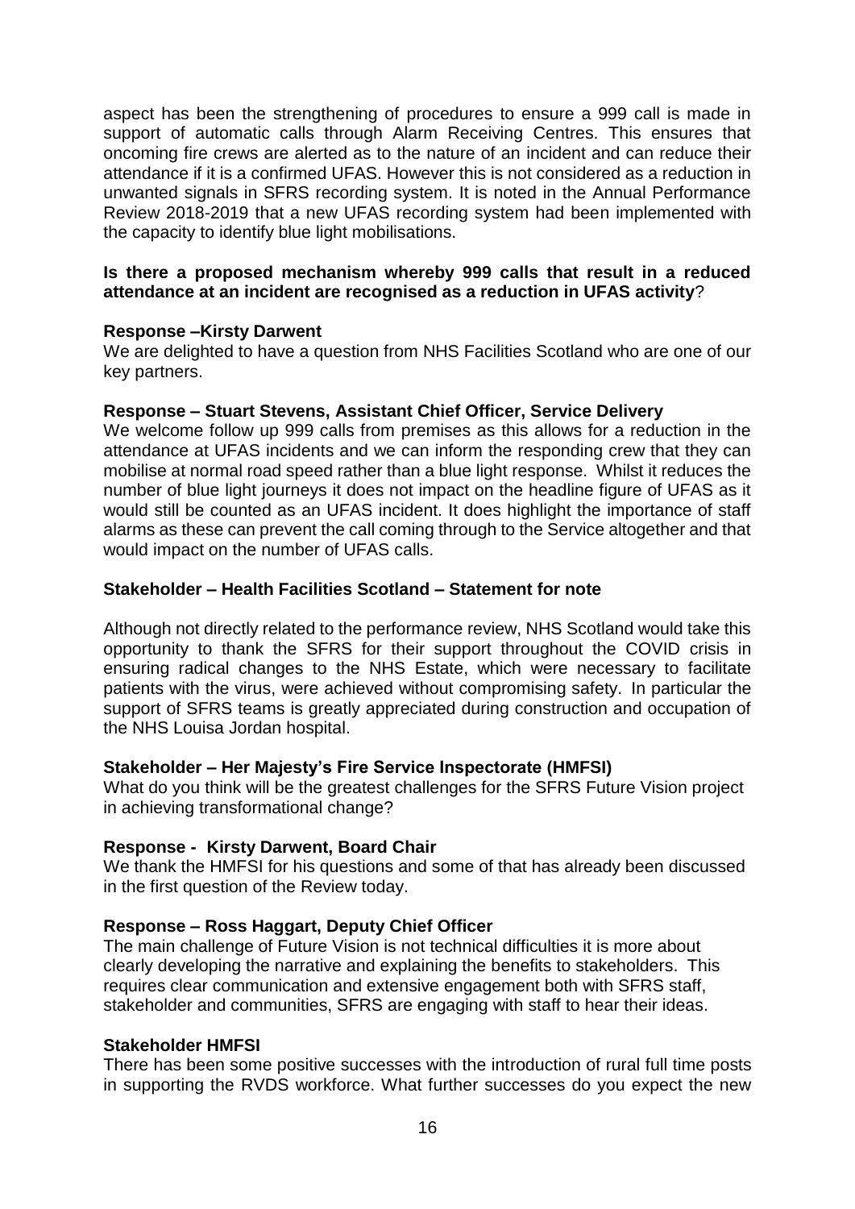aspect has been the strengthening of procedures to ensure a 999 call is made in support of automatic calls through Alarm Receiving Centres. This ensures that oncoming fire crews are alerted as to the nature of an incident and can reduce their attendance if it is a confirmed UFAS. However this is not considered as a reduction in unwanted signals in SFRS recording system. It is noted in the Annual Performance Review 2018-2019 that a new UFAS recording system had been implemented with the capacity to identify blue light mobilisations.

**Is there a proposed mechanism whereby 999 calls that result in a reduced attendance at an incident are recognised as a reduction in UFAS activity**?

**Response –Kirsty Darwent**
We are delighted to have a question from NHS Facilities Scotland who are one of our key partners.

**Response – Stuart Stevens, Assistant Chief Officer, Service Delivery**
We welcome follow up 999 calls from premises as this allows for a reduction in the attendance at UFAS incidents and we can inform the responding crew that they can mobilise at normal road speed rather than a blue light response. Whilst it reduces the number of blue light journeys it does not impact on the headline figure of UFAS as it would still be counted as an UFAS incident. It does highlight the importance of staff alarms as these can prevent the call coming through to the Service altogether and that would impact on the number of UFAS calls.

**Stakeholder – Health Facilities Scotland – Statement for note**

Although not directly related to the performance review, NHS Scotland would take this opportunity to thank the SFRS for their support throughout the COVID crisis in ensuring radical changes to the NHS Estate, which were necessary to facilitate patients with the virus, were achieved without compromising safety. In particular the support of SFRS teams is greatly appreciated during construction and occupation of the NHS Louisa Jordan hospital.

**Stakeholder – Her Majesty's Fire Service Inspectorate (HMFSI)**
What do you think will be the greatest challenges for the SFRS Future Vision project in achieving transformational change?

**Response - Kirsty Darwent, Board Chair**
We thank the HMFSI for his questions and some of that has already been discussed in the first question of the Review today.

**Response – Ross Haggart, Deputy Chief Officer**
The main challenge of Future Vision is not technical difficulties it is more about clearly developing the narrative and explaining the benefits to stakeholders. This requires clear communication and extensive engagement both with SFRS staff, stakeholder and communities, SFRS are engaging with staff to hear their ideas.

**Stakeholder HMFSI**
There has been some positive successes with the introduction of rural full time posts in supporting the RVDS workforce. What further successes do you expect the new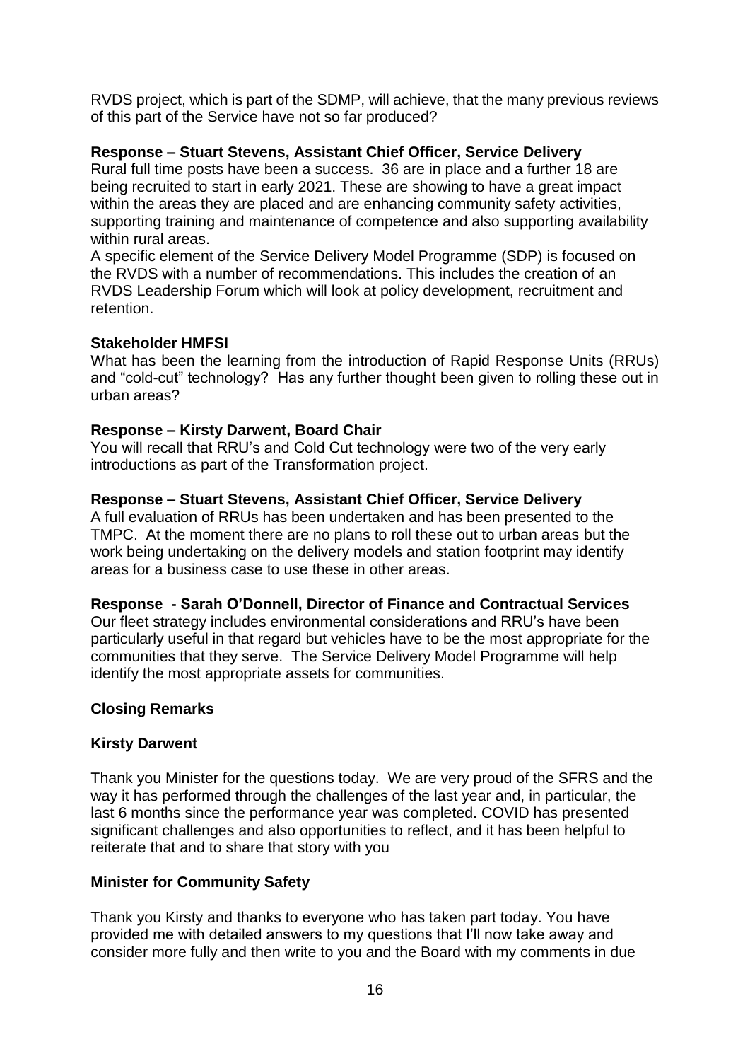RVDS project, which is part of the SDMP, will achieve, that the many previous reviews of this part of the Service have not so far produced?

**Response – Stuart Stevens, Assistant Chief Officer, Service Delivery**
Rural full time posts have been a success. 36 are in place and a further 18 are being recruited to start in early 2021. These are showing to have a great impact within the areas they are placed and are enhancing community safety activities, supporting training and maintenance of competence and also supporting availability within rural areas.
A specific element of the Service Delivery Model Programme (SDP) is focused on the RVDS with a number of recommendations. This includes the creation of an RVDS Leadership Forum which will look at policy development, recruitment and retention.

**Stakeholder HMFSI**
What has been the learning from the introduction of Rapid Response Units (RRUs) and "cold-cut" technology? Has any further thought been given to rolling these out in urban areas?

**Response – Kirsty Darwent, Board Chair**
You will recall that RRU's and Cold Cut technology were two of the very early introductions as part of the Transformation project.

**Response – Stuart Stevens, Assistant Chief Officer, Service Delivery**
A full evaluation of RRUs has been undertaken and has been presented to the TMPC. At the moment there are no plans to roll these out to urban areas but the work being undertaking on the delivery models and station footprint may identify areas for a business case to use these in other areas.

**Response - Sarah O'Donnell, Director of Finance and Contractual Services**
Our fleet strategy includes environmental considerations and RRU's have been particularly useful in that regard but vehicles have to be the most appropriate for the communities that they serve. The Service Delivery Model Programme will help identify the most appropriate assets for communities.

**Closing Remarks**

**Kirsty Darwent**

Thank you Minister for the questions today. We are very proud of the SFRS and the way it has performed through the challenges of the last year and, in particular, the last 6 months since the performance year was completed. COVID has presented significant challenges and also opportunities to reflect, and it has been helpful to reiterate that and to share that story with you

**Minister for Community Safety**

Thank you Kirsty and thanks to everyone who has taken part today. You have provided me with detailed answers to my questions that I'll now take away and consider more fully and then write to you and the Board with my comments in due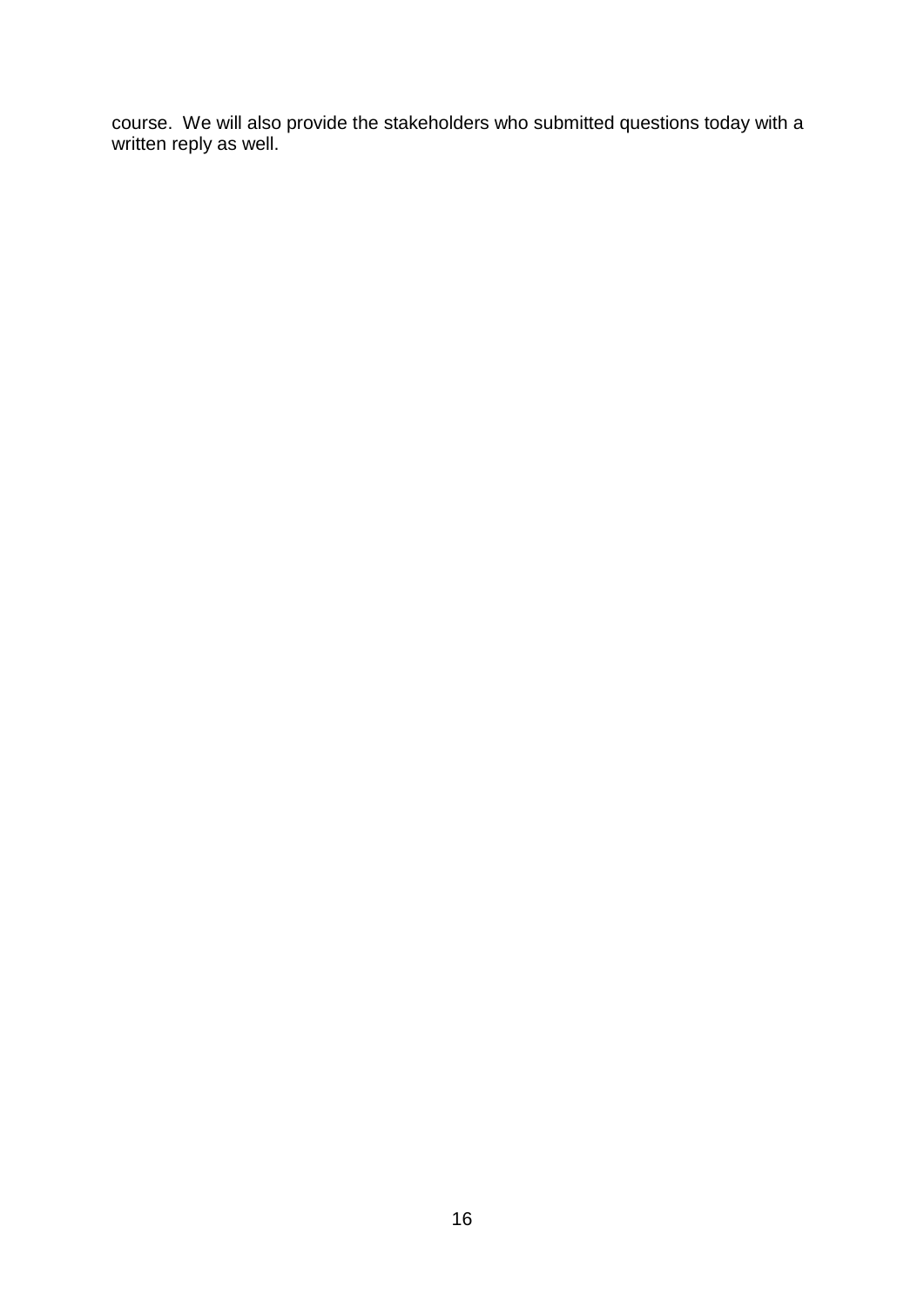course.  We will also provide the stakeholders who submitted questions today with a written reply as well.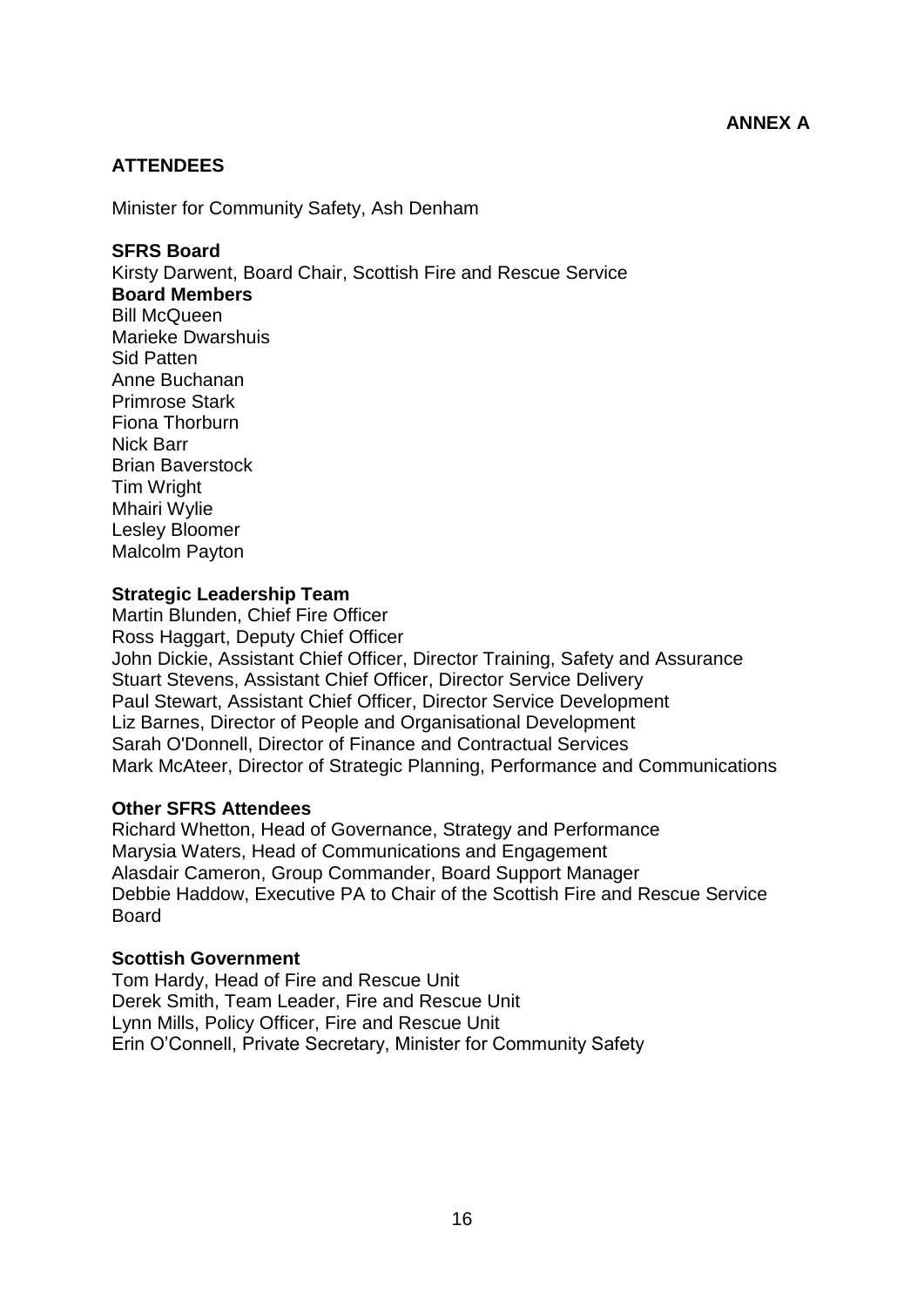**ANNEX A**

## ATTENDEES

Minister for Community Safety, Ash Denham

**SFRS Board**
Kirsty Darwent, Board Chair, Scottish Fire and Rescue Service
**Board Members**
Bill McQueen
Marieke Dwarshuis
Sid Patten
Anne Buchanan
Primrose Stark
Fiona Thorburn
Nick Barr
Brian Baverstock
Tim Wright
Mhairi Wylie
Lesley Bloomer
Malcolm Payton

**Strategic Leadership Team**
Martin Blunden, Chief Fire Officer
Ross Haggart, Deputy Chief Officer
John Dickie, Assistant Chief Officer, Director Training, Safety and Assurance
Stuart Stevens, Assistant Chief Officer, Director Service Delivery
Paul Stewart, Assistant Chief Officer, Director Service Development
Liz Barnes, Director of People and Organisational Development
Sarah O'Donnell, Director of Finance and Contractual Services
Mark McAteer, Director of Strategic Planning, Performance and Communications

**Other SFRS Attendees**
Richard Whetton, Head of Governance, Strategy and Performance
Marysia Waters, Head of Communications and Engagement
Alasdair Cameron, Group Commander, Board Support Manager
Debbie Haddow, Executive PA to Chair of the Scottish Fire and Rescue Service Board

**Scottish Government**
Tom Hardy, Head of Fire and Rescue Unit
Derek Smith, Team Leader, Fire and Rescue Unit
Lynn Mills, Policy Officer, Fire and Rescue Unit
Erin O'Connell, Private Secretary, Minister for Community Safety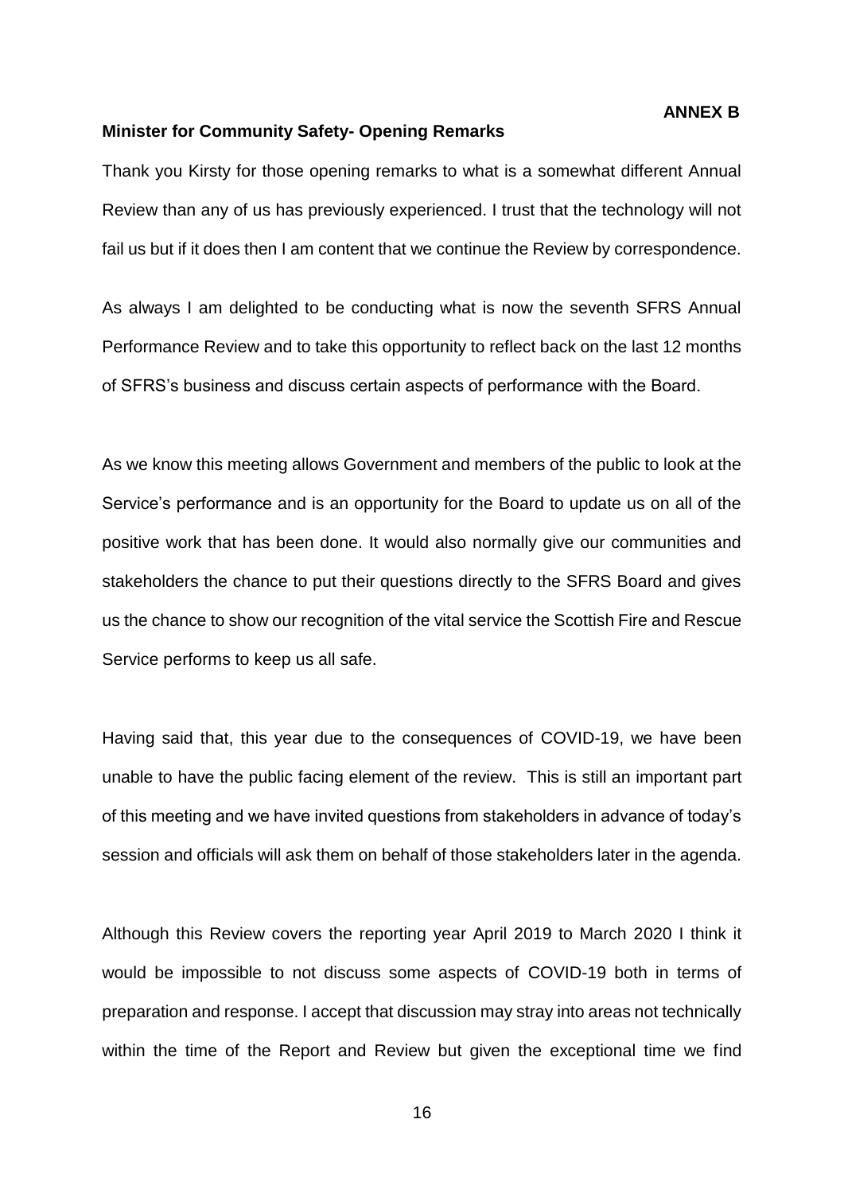**ANNEX B**

**Minister for Community Safety- Opening Remarks**

Thank you Kirsty for those opening remarks to what is a somewhat different Annual Review than any of us has previously experienced. I trust that the technology will not fail us but if it does then I am content that we continue the Review by correspondence.

As always I am delighted to be conducting what is now the seventh SFRS Annual Performance Review and to take this opportunity to reflect back on the last 12 months of SFRS's business and discuss certain aspects of performance with the Board.

As we know this meeting allows Government and members of the public to look at the Service's performance and is an opportunity for the Board to update us on all of the positive work that has been done. It would also normally give our communities and stakeholders the chance to put their questions directly to the SFRS Board and gives us the chance to show our recognition of the vital service the Scottish Fire and Rescue Service performs to keep us all safe.

Having said that, this year due to the consequences of COVID-19, we have been unable to have the public facing element of the review. This is still an important part of this meeting and we have invited questions from stakeholders in advance of today's session and officials will ask them on behalf of those stakeholders later in the agenda.

Although this Review covers the reporting year April 2019 to March 2020 I think it would be impossible to not discuss some aspects of COVID-19 both in terms of preparation and response. I accept that discussion may stray into areas not technically within the time of the Report and Review but given the exceptional time we find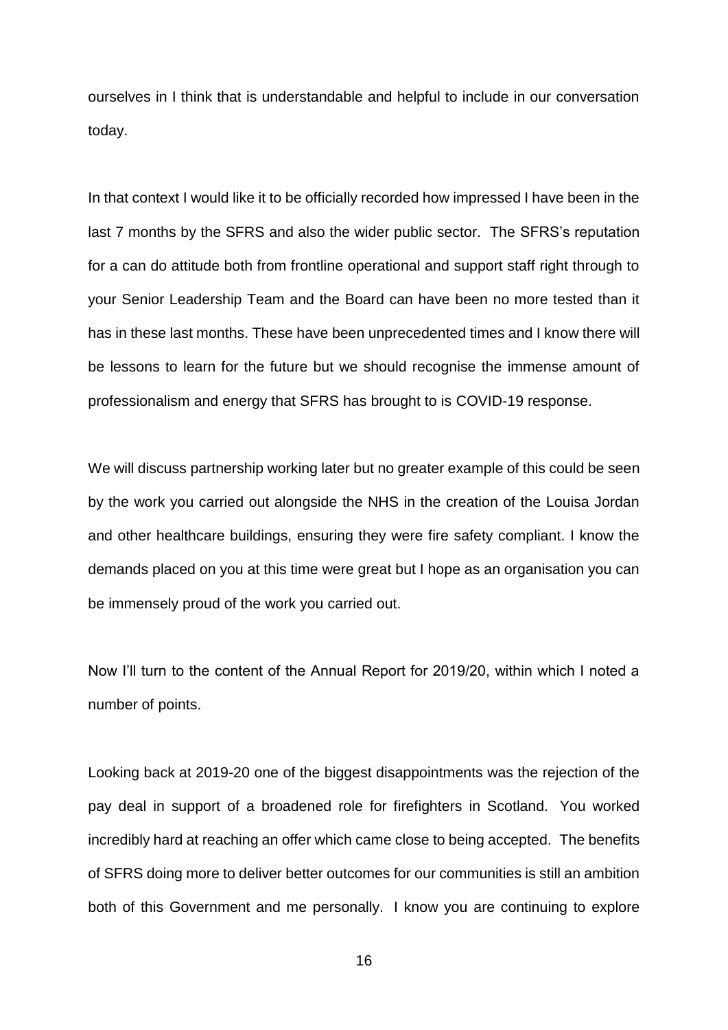ourselves in I think that is understandable and helpful to include in our conversation today.

In that context I would like it to be officially recorded how impressed I have been in the last 7 months by the SFRS and also the wider public sector. The SFRS's reputation for a can do attitude both from frontline operational and support staff right through to your Senior Leadership Team and the Board can have been no more tested than it has in these last months. These have been unprecedented times and I know there will be lessons to learn for the future but we should recognise the immense amount of professionalism and energy that SFRS has brought to is COVID-19 response.

We will discuss partnership working later but no greater example of this could be seen by the work you carried out alongside the NHS in the creation of the Louisa Jordan and other healthcare buildings, ensuring they were fire safety compliant. I know the demands placed on you at this time were great but I hope as an organisation you can be immensely proud of the work you carried out.

Now I'll turn to the content of the Annual Report for 2019/20, within which I noted a number of points.

Looking back at 2019-20 one of the biggest disappointments was the rejection of the pay deal in support of a broadened role for firefighters in Scotland. You worked incredibly hard at reaching an offer which came close to being accepted. The benefits of SFRS doing more to deliver better outcomes for our communities is still an ambition both of this Government and me personally. I know you are continuing to explore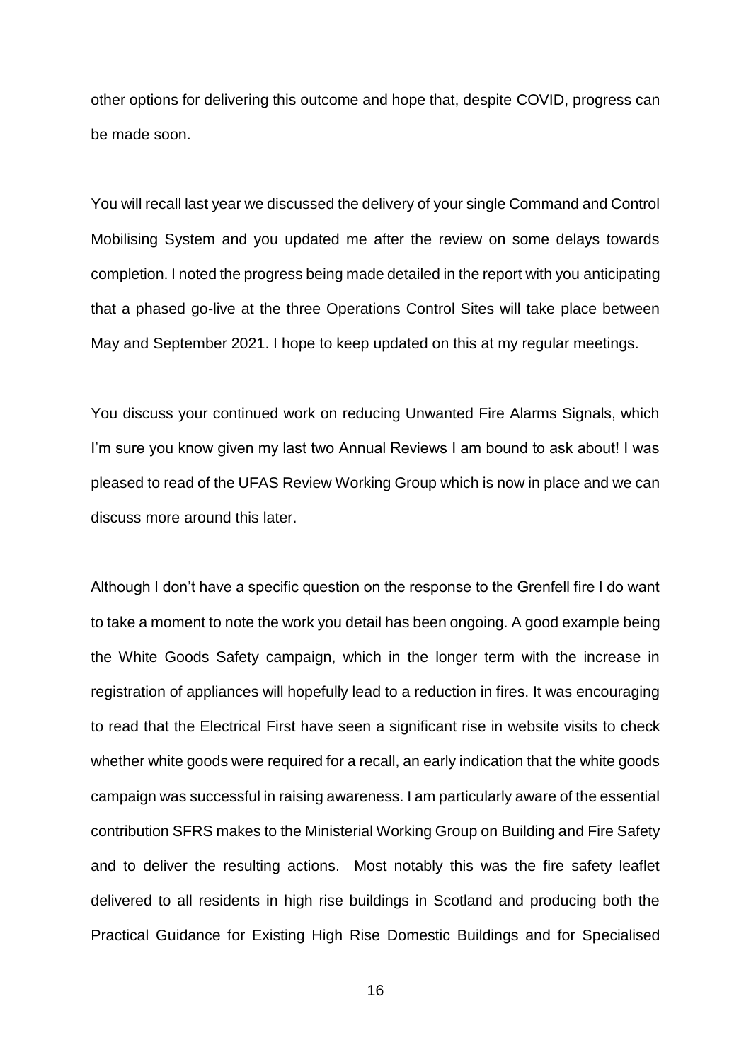other options for delivering this outcome and hope that, despite COVID, progress can be made soon.

You will recall last year we discussed the delivery of your single Command and Control Mobilising System and you updated me after the review on some delays towards completion. I noted the progress being made detailed in the report with you anticipating that a phased go-live at the three Operations Control Sites will take place between May and September 2021. I hope to keep updated on this at my regular meetings.

You discuss your continued work on reducing Unwanted Fire Alarms Signals, which I'm sure you know given my last two Annual Reviews I am bound to ask about! I was pleased to read of the UFAS Review Working Group which is now in place and we can discuss more around this later.

Although I don't have a specific question on the response to the Grenfell fire I do want to take a moment to note the work you detail has been ongoing. A good example being the White Goods Safety campaign, which in the longer term with the increase in registration of appliances will hopefully lead to a reduction in fires. It was encouraging to read that the Electrical First have seen a significant rise in website visits to check whether white goods were required for a recall, an early indication that the white goods campaign was successful in raising awareness. I am particularly aware of the essential contribution SFRS makes to the Ministerial Working Group on Building and Fire Safety and to deliver the resulting actions. Most notably this was the fire safety leaflet delivered to all residents in high rise buildings in Scotland and producing both the Practical Guidance for Existing High Rise Domestic Buildings and for Specialised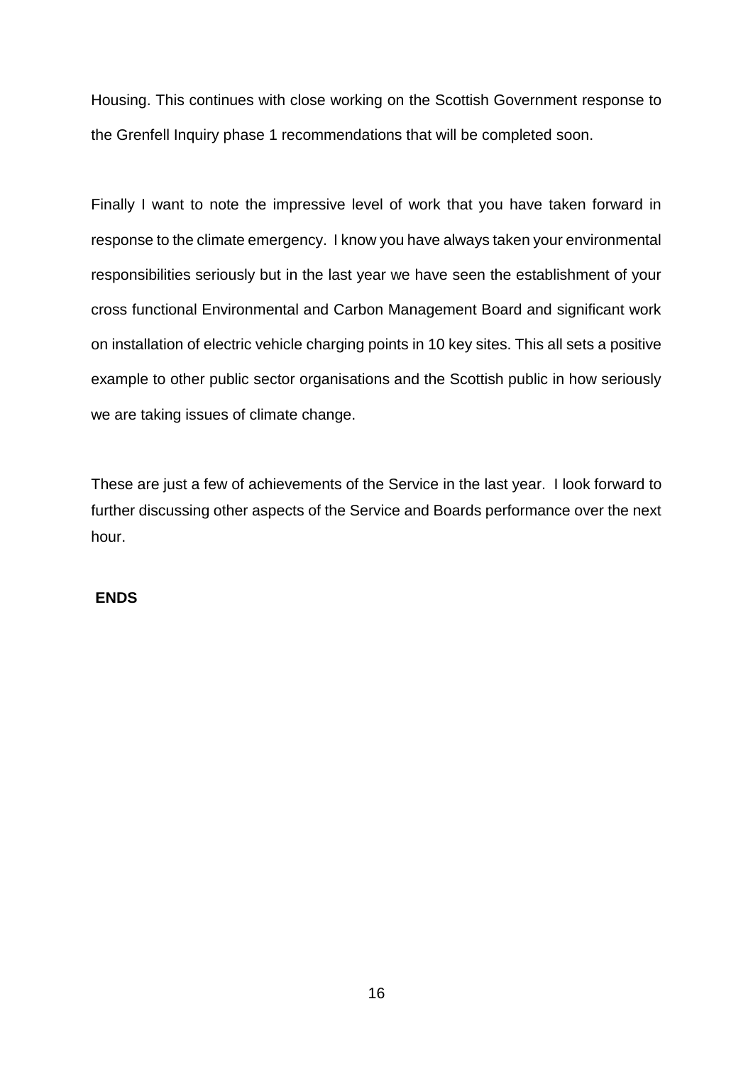Housing. This continues with close working on the Scottish Government response to the Grenfell Inquiry phase 1 recommendations that will be completed soon.

Finally I want to note the impressive level of work that you have taken forward in response to the climate emergency. I know you have always taken your environmental responsibilities seriously but in the last year we have seen the establishment of your cross functional Environmental and Carbon Management Board and significant work on installation of electric vehicle charging points in 10 key sites. This all sets a positive example to other public sector organisations and the Scottish public in how seriously we are taking issues of climate change.

These are just a few of achievements of the Service in the last year. I look forward to further discussing other aspects of the Service and Boards performance over the next hour.

**ENDS**